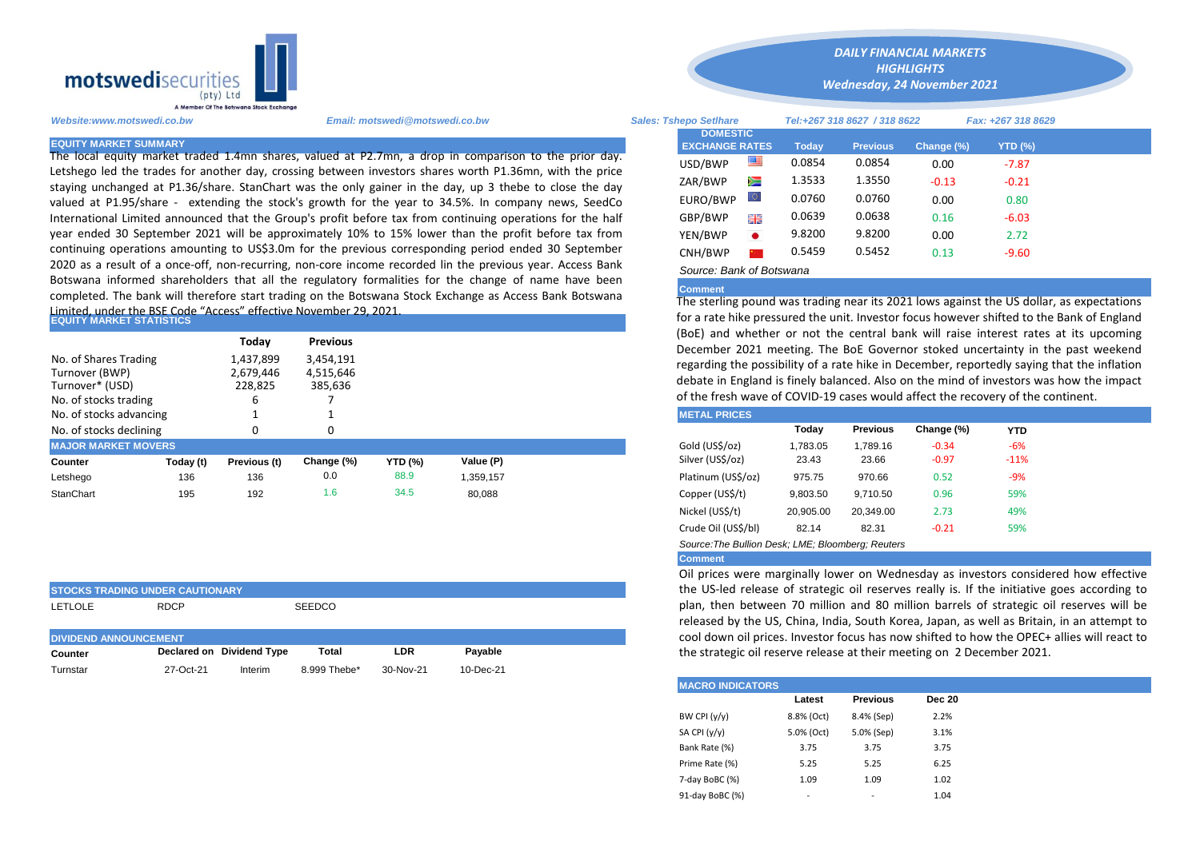**motswedisecurities** (pty) Ltd
A Member Of The Botswana Stock Exchange

*DAILY FINANCIAL MARKETS HIGHLIGHTS*
*Wednesday, 24 November 2021*

*Website:www.motswedi.co.bw* *Email: motswedi@motswedi.co.bw* *Sales: Tshepo Setlhare* *Tel:+267 318 8627 / 318 8622* *Fax: +267 318 8629*

## EQUITY MARKET SUMMARY

The local equity market traded 1.4mn shares, valued at P2.7mn, a drop in comparison to the prior day. Letshego led the trades for another day, crossing between investors shares worth P1.36mn, with the price staying unchanged at P1.36/share. StanChart was the only gainer in the day, up 3 thebe to close the day valued at P1.95/share - extending the stock's growth for the year to 34.5%. In company news, SeedCo International Limited announced that the Group's profit before tax from continuing operations for the half year ended 30 September 2021 will be approximately 10% to 15% lower than the profit before tax from continuing operations amounting to US$3.0m for the previous corresponding period ended 30 September 2020 as a result of a once-off, non-recurring, non-core income recorded lin the previous year. Access Bank Botswana informed shareholders that all the regulatory formalities for the change of name have been completed. The bank will therefore start trading on the Botswana Stock Exchange as Access Bank Botswana Limited, under the BSE Code "Access" effective November 29, 2021.

## EQUITY MARKET STATISTICS

| | Today | Previous |
|---|---|---|
| No. of Shares Trading | 1,437,899 | 3,454,191 |
| Turnover (BWP) | 2,679,446 | 4,515,646 |
| Turnover* (USD) | 228,825 | 385,636 |
| No. of stocks trading | 6 | 7 |
| No. of stocks advancing | 1 | 1 |
| No. of stocks declining | 0 | 0 |

## MAJOR MARKET MOVERS

| Counter | Today (t) | Previous (t) | Change (%) | YTD (%) | Value (P) |
|---|---|---|---|---|---|
| Letshego | 136 | 136 | 0.0 | 88.9 | 1,359,157 |
| StanChart | 195 | 192 | 1.6 | 34.5 | 80,088 |

## STOCKS TRADING UNDER CAUTIONARY

| | | |
|---|---|---|
| LETLOLE | RDCP | SEEDCO |

## DIVIDEND ANNOUNCEMENT

| Counter | Declared on | Dividend Type | Total | LDR | Payable |
|---|---|---|---|---|---|
| Turnstar | 27-Oct-21 | Interim | 8.999 Thebe* | 30-Nov-21 | 10-Dec-21 |

## DOMESTIC EXCHANGE RATES

| | Today | Previous | Change (%) | YTD (%) |
|---|---|---|---|---|
| USD/BWP | 0.0854 | 0.0854 | 0.00 | -7.87 |
| ZAR/BWP | 1.3533 | 1.3550 | -0.13 | -0.21 |
| EURO/BWP | 0.0760 | 0.0760 | 0.00 | 0.80 |
| GBP/BWP | 0.0639 | 0.0638 | 0.16 | -6.03 |
| YEN/BWP | 9.8200 | 9.8200 | 0.00 | 2.72 |
| CNH/BWP | 0.5459 | 0.5452 | 0.13 | -9.60 |

*Source: Bank of Botswana*

### Comment

The sterling pound was trading near its 2021 lows against the US dollar, as expectations for a rate hike pressured the unit. Investor focus however shifted to the Bank of England (BoE) and whether or not the central bank will raise interest rates at its upcoming December 2021 meeting. The BoE Governor stoked uncertainty in the past weekend regarding the possibility of a rate hike in December, reportedly saying that the inflation debate in England is finely balanced. Also on the mind of investors was how the impact of the fresh wave of COVID-19 cases would affect the recovery of the continent.

## METAL PRICES

| | Today | Previous | Change (%) | YTD |
|---|---|---|---|---|
| Gold (US$/oz) | 1,783.05 | 1,789.16 | -0.34 | -6% |
| Silver (US$/oz) | 23.43 | 23.66 | -0.97 | -11% |
| Platinum (US$/oz) | 975.75 | 970.66 | 0.52 | -9% |
| Copper (US$/t) | 9,803.50 | 9,710.50 | 0.96 | 59% |
| Nickel (US$/t) | 20,905.00 | 20,349.00 | 2.73 | 49% |
| Crude Oil (US$/bl) | 82.14 | 82.31 | -0.21 | 59% |

*Source:The Bullion Desk; LME; Bloomberg; Reuters*

### Comment

Oil prices were marginally lower on Wednesday as investors considered how effective the US-led release of strategic oil reserves really is. If the initiative goes according to plan, then between 70 million and 80 million barrels of strategic oil reserves will be released by the US, China, India, South Korea, Japan, as well as Britain, in an attempt to cool down oil prices. Investor focus has now shifted to how the OPEC+ allies will react to the strategic oil reserve release at their meeting on 2 December 2021.

## MACRO INDICATORS

| | Latest | Previous | Dec 20 |
|---|---|---|---|
| BW CPI (y/y) | 8.8% (Oct) | 8.4% (Sep) | 2.2% |
| SA CPI (y/y) | 5.0% (Oct) | 5.0% (Sep) | 3.1% |
| Bank Rate (%) | 3.75 | 3.75 | 3.75 |
| Prime Rate (%) | 5.25 | 5.25 | 6.25 |
| 7-day BoBC (%) | 1.09 | 1.09 | 1.02 |
| 91-day BoBC (%) | - | - | 1.04 |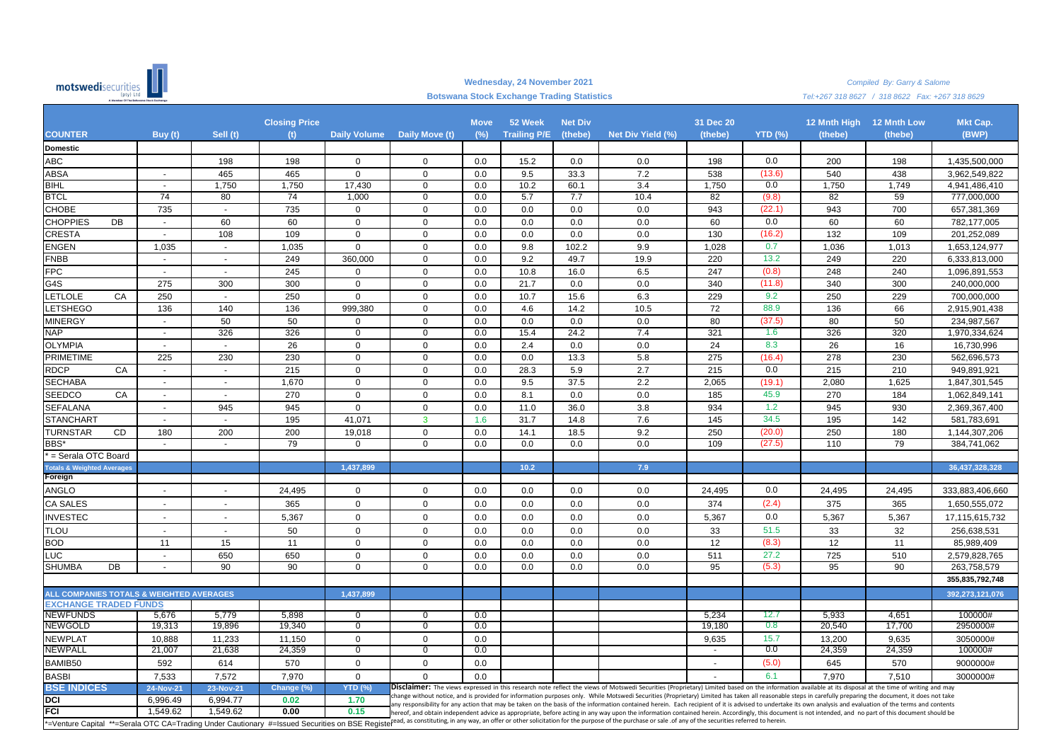**motswedisecurities** (pty) Ltd
A Member Of The Botswana Stock Exchange

**Wednesday, 24 November 2021**

**Botswana Stock Exchange Trading Statistics**

*Compiled By: Garry & Salome*

*Tel:+267 318 8627 / 318 8622 Fax: +267 318 8629*

| COUNTER | Buy (t) | Sell (t) | Closing Price (t) | Daily Volume | Daily Move (t) | Move (%) | 52 Week Trailing P/E | Net Div (thebe) | Net Div Yield (%) | 31 Dec 20 (thebe) | YTD (%) | 12 Mnth High (thebe) | 12 Mnth Low (thebe) | Mkt Cap. (BWP) |
|---|---|---|---|---|---|---|---|---|---|---|---|---|---|---|
| **Domestic** | | | | | | | | | | | | | | |
| ABC | | 198 | 198 | 0 | 0 | 0.0 | 15.2 | 0.0 | 0.0 | 198 | 0.0 | 200 | 198 | 1,435,500,000 |
| ABSA | - | 465 | 465 | 0 | 0 | 0.0 | 9.5 | 33.3 | 7.2 | 538 | (13.6) | 540 | 438 | 3,962,549,822 |
| BIHL | - | 1,750 | 1,750 | 17,430 | 0 | 0.0 | 10.2 | 60.1 | 3.4 | 1,750 | 0.0 | 1,750 | 1,749 | 4,941,486,410 |
| BTCL | 74 | 80 | 74 | 1,000 | 0 | 0.0 | 5.7 | 7.7 | 10.4 | 82 | (9.8) | 82 | 59 | 777,000,000 |
| CHOBE | 735 | - | 735 | 0 | 0 | 0.0 | 0.0 | 0.0 | 0.0 | 943 | (22.1) | 943 | 700 | 657,381,369 |
| CHOPPIES DB | - | 60 | 60 | 0 | 0 | 0.0 | 0.0 | 0.0 | 0.0 | 60 | 0.0 | 60 | 60 | 782,177,005 |
| CRESTA | - | 108 | 109 | 0 | 0 | 0.0 | 0.0 | 0.0 | 0.0 | 130 | (16.2) | 132 | 109 | 201,252,089 |
| ENGEN | 1,035 | - | 1,035 | 0 | 0 | 0.0 | 9.8 | 102.2 | 9.9 | 1,028 | 0.7 | 1,036 | 1,013 | 1,653,124,977 |
| FNBB | - | - | 249 | 360,000 | 0 | 0.0 | 9.2 | 49.7 | 19.9 | 220 | 13.2 | 249 | 220 | 6,333,813,000 |
| FPC | - | - | 245 | 0 | 0 | 0.0 | 10.8 | 16.0 | 6.5 | 247 | (0.8) | 248 | 240 | 1,096,891,553 |
| G4S | 275 | 300 | 300 | 0 | 0 | 0.0 | 21.7 | 0.0 | 0.0 | 340 | (11.8) | 340 | 300 | 240,000,000 |
| LETLOLE CA | 250 | - | 250 | 0 | 0 | 0.0 | 10.7 | 15.6 | 6.3 | 229 | 9.2 | 250 | 229 | 700,000,000 |
| LETSHEGO | 136 | 140 | 136 | 999,380 | 0 | 0.0 | 4.6 | 14.2 | 10.5 | 72 | 88.9 | 136 | 66 | 2,915,901,438 |
| MINERGY | - | 50 | 50 | 0 | 0 | 0.0 | 0.0 | 0.0 | 0.0 | 80 | (37.5) | 80 | 50 | 234,987,567 |
| NAP | - | 326 | 326 | 0 | 0 | 0.0 | 15.4 | 24.2 | 7.4 | 321 | 1.6 | 326 | 320 | 1,970,334,624 |
| OLYMPIA | - | - | 26 | 0 | 0 | 0.0 | 2.4 | 0.0 | 0.0 | 24 | 8.3 | 26 | 16 | 16,730,996 |
| PRIMETIME | 225 | 230 | 230 | 0 | 0 | 0.0 | 0.0 | 13.3 | 5.8 | 275 | (16.4) | 278 | 230 | 562,696,573 |
| RDCP CA | - | - | 215 | 0 | 0 | 0.0 | 28.3 | 5.9 | 2.7 | 215 | 0.0 | 215 | 210 | 949,891,921 |
| SECHABA | - | - | 1,670 | 0 | 0 | 0.0 | 9.5 | 37.5 | 2.2 | 2,065 | (19.1) | 2,080 | 1,625 | 1,847,301,545 |
| SEEDCO CA | - | - | 270 | 0 | 0 | 0.0 | 8.1 | 0.0 | 0.0 | 185 | 45.9 | 270 | 184 | 1,062,849,141 |
| SEFALANA | - | 945 | 945 | 0 | 0 | 0.0 | 11.0 | 36.0 | 3.8 | 934 | 1.2 | 945 | 930 | 2,369,367,400 |
| STANCHART | - | - | 195 | 41,071 | 3 | 1.6 | 31.7 | 14.8 | 7.6 | 145 | 34.5 | 195 | 142 | 581,783,691 |
| TURNSTAR CD | 180 | 200 | 200 | 19,018 | 0 | 0.0 | 14.1 | 18.5 | 9.2 | 250 | (20.0) | 250 | 180 | 1,144,307,206 |
| BBS* | - | - | 79 | 0 | 0 | 0.0 | 0.0 | 0.0 | 0.0 | 109 | (27.5) | 110 | 79 | 384,741,062 |
| * = Serala OTC Board | | | | | | | | | | | | | | |
| **Totals & Weighted Averages** | | | | 1,437,899 | | | 10.2 | | 7.9 | | | | | 36,437,328,328 |
| **Foreign** | | | | | | | | | | | | | | |
| ANGLO | - | - | 24,495 | 0 | 0 | 0.0 | 0.0 | 0.0 | 0.0 | 24,495 | 0.0 | 24,495 | 24,495 | 333,883,406,660 |
| CA SALES | - | - | 365 | 0 | 0 | 0.0 | 0.0 | 0.0 | 0.0 | 374 | (2.4) | 375 | 365 | 1,650,555,072 |
| INVESTEC | - | - | 5,367 | 0 | 0 | 0.0 | 0.0 | 0.0 | 0.0 | 5,367 | 0.0 | 5,367 | 5,367 | 17,115,615,732 |
| TLOU | - | - | 50 | 0 | 0 | 0.0 | 0.0 | 0.0 | 0.0 | 33 | 51.5 | 33 | 32 | 256,638,531 |
| BOD | 11 | 15 | 11 | 0 | 0 | 0.0 | 0.0 | 0.0 | 0.0 | 12 | (8.3) | 12 | 11 | 85,989,409 |
| LUC | - | 650 | 650 | 0 | 0 | 0.0 | 0.0 | 0.0 | 0.0 | 511 | 27.2 | 725 | 510 | 2,579,828,765 |
| SHUMBA DB | - | 90 | 90 | 0 | 0 | 0.0 | 0.0 | 0.0 | 0.0 | 95 | (5.3) | 95 | 90 | 263,758,579 |
| | | | | | | | | | | | | | | 355,835,792,748 |
| **ALL COMPANIES TOTALS & WEIGHTED AVERAGES** | | | | 1,437,899 | | | | | | | | | | 392,273,121,076 |
| **EXCHANGE TRADED FUNDS** | | | | | | | | | | | | | | |
| NEWFUNDS | 5,676 | 5,779 | 5,898 | 0 | 0 | 0.0 | | | | 5,234 | 12.7 | 5,933 | 4,651 | 100000# |
| NEWGOLD | 19,313 | 19,896 | 19,340 | 0 | 0 | 0.0 | | | | 19,180 | 0.8 | 20,540 | 17,700 | 2950000# |
| NEWPLAT | 10,888 | 11,233 | 11,150 | 0 | 0 | 0.0 | | | | 9,635 | 15.7 | 13,200 | 9,635 | 3050000# |
| NEWPALL | 21,007 | 21,638 | 24,359 | 0 | 0 | 0.0 | | | | - | 0.0 | 24,359 | 24,359 | 100000# |
| BAMIB50 | 592 | 614 | 570 | 0 | 0 | 0.0 | | | | - | (5.0) | 645 | 570 | 9000000# |
| BASBI | 7,533 | 7,572 | 7,970 | 0 | 0 | 0.0 | | | | - | 6.1 | 7,970 | 7,510 | 3000000# |

| BSE INDICES | 24-Nov-21 | 23-Nov-21 | Change (%) | YTD (%) |
|---|---|---|---|---|
| DCI | 6,996.49 | 6,994.77 | 0.02 | 1.70 |
| FCI | 1,549.62 | 1,549.62 | 0.00 | 0.15 |

*=Venture Capital **=Serala OTC CA=Trading Under Cautionary #=Issued Securities on BSE Register

**Disclaimer:** The views expressed in this research note reflect the views of Motswedi Securities (Proprietary) Limited based on the information available at its disposal at the time of writing and may change without notice, and is provided for information purposes only. While Motswedi Securities (Proprietary) Limited has taken all reasonable steps in carefully preparing the document, it does not take any responsibility for any action that may be taken on the basis of the information contained herein. Each recipient of it is advised to undertake its own analysis and evaluation of the terms and contents hereof, and obtain independent advice as appropriate, before acting in any way upon the information contained herein. Accordingly, this document is not intended, and no part of this document should be read, as constituting, in any way, an offer or other solicitation for the purpose of the purchase or sale .of any of the securities referred to herein.